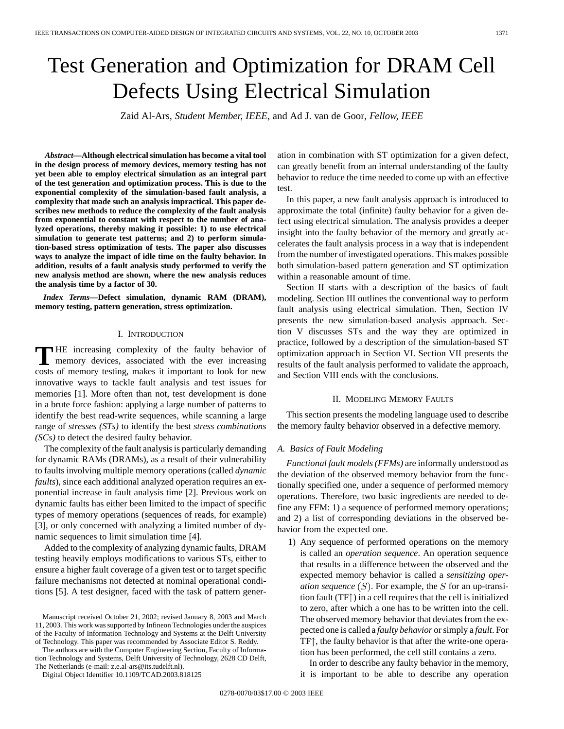# Test Generation and Optimization for DRAM Cell Defects Using Electrical Simulation

Zaid Al-Ars, *Student Member, IEEE*, and Ad J. van de Goor, *Fellow, IEEE*

***Abstract*—Although electrical simulation has become a vital tool in the design process of memory devices, memory testing has not yet been able to employ electrical simulation as an integral part of the test generation and optimization process. This is due to the exponential complexity of the simulation-based fault analysis, a complexity that made such an analysis impractical. This paper describes new methods to reduce the complexity of the fault analysis from exponential to constant with respect to the number of analyzed operations, thereby making it possible: 1) to use electrical simulation to generate test patterns; and 2) to perform simulation-based stress optimization of tests. The paper also discusses ways to analyze the impact of idle time on the faulty behavior. In addition, results of a fault analysis study performed to verify the new analysis method are shown, where the new analysis reduces the analysis time by a factor of 30.**

***Index Terms*—Defect simulation, dynamic RAM (DRAM), memory testing, pattern generation, stress optimization.**

## I. Introduction

The increasing complexity of the faulty behavior of memory devices, associated with the ever increasing costs of memory testing, makes it important to look for new innovative ways to tackle fault analysis and test issues for memories [1]. More often than not, test development is done in a brute force fashion: applying a large number of patterns to identify the best read-write sequences, while scanning a large range of *stresses (STs)* to identify the best *stress combinations (SCs)* to detect the desired faulty behavior.

The complexity of the fault analysis is particularly demanding for dynamic RAMs (DRAMs), as a result of their vulnerability to faults involving multiple memory operations (called *dynamic faults*), since each additional analyzed operation requires an exponential increase in fault analysis time [2]. Previous work on dynamic faults has either been limited to the impact of specific types of memory operations (sequences of reads, for example) [3], or only concerned with analyzing a limited number of dynamic sequences to limit simulation time [4].

Added to the complexity of analyzing dynamic faults, DRAM testing heavily employs modifications to various STs, either to ensure a higher fault coverage of a given test or to target specific failure mechanisms not detected at nominal operational conditions [5]. A test designer, faced with the task of pattern generation in combination with ST optimization for a given defect, can greatly benefit from an internal understanding of the faulty behavior to reduce the time needed to come up with an effective test.

In this paper, a new fault analysis approach is introduced to approximate the total (infinite) faulty behavior for a given defect using electrical simulation. The analysis provides a deeper insight into the faulty behavior of the memory and greatly accelerates the fault analysis process in a way that is independent from the number of investigated operations. This makes possible both simulation-based pattern generation and ST optimization within a reasonable amount of time.

Section II starts with a description of the basics of fault modeling. Section III outlines the conventional way to perform fault analysis using electrical simulation. Then, Section IV presents the new simulation-based analysis approach. Section V discusses STs and the way they are optimized in practice, followed by a description of the simulation-based ST optimization approach in Section VI. Section VII presents the results of the fault analysis performed to validate the approach, and Section VIII ends with the conclusions.

Manuscript received October 21, 2002; revised January 8, 2003 and March 11, 2003. This work was supported by Infineon Technologies under the auspices of the Faculty of Information Technology and Systems at the Delft University of Technology. This paper was recommended by Associate Editor S. Reddy.

The authors are with the Computer Engineering Section, Faculty of Information Technology and Systems, Delft University of Technology, 2628 CD Delft, The Netherlands (e-mail: z.e.al-ars@its.tudelft.nl).

Digital Object Identifier 10.1109/TCAD.2003.818125

## II. Modeling Memory Faults

This section presents the modeling language used to describe the memory faulty behavior observed in a defective memory.

### A. Basics of Fault Modeling

*Functional fault models (FFMs)* are informally understood as the deviation of the observed memory behavior from the functionally specified one, under a sequence of performed memory operations. Therefore, two basic ingredients are needed to define any FFM: 1) a sequence of performed memory operations; and 2) a list of corresponding deviations in the observed behavior from the expected one.

1) Any sequence of performed operations on the memory is called an *operation sequence*. An operation sequence that results in a difference between the observed and the expected memory behavior is called a *sensitizing operation sequence* ($S$). For example, the $S$ for an up-transition fault (TF$\uparrow$) in a cell requires that the cell is initialized to zero, after which a one has to be written into the cell. The observed memory behavior that deviates from the expected one is called a *faulty behavior* or simply a *fault*. For TF$\uparrow$, the faulty behavior is that after the write-one operation has been performed, the cell still contains a zero.

   In order to describe any faulty behavior in the memory, it is important to be able to describe any operation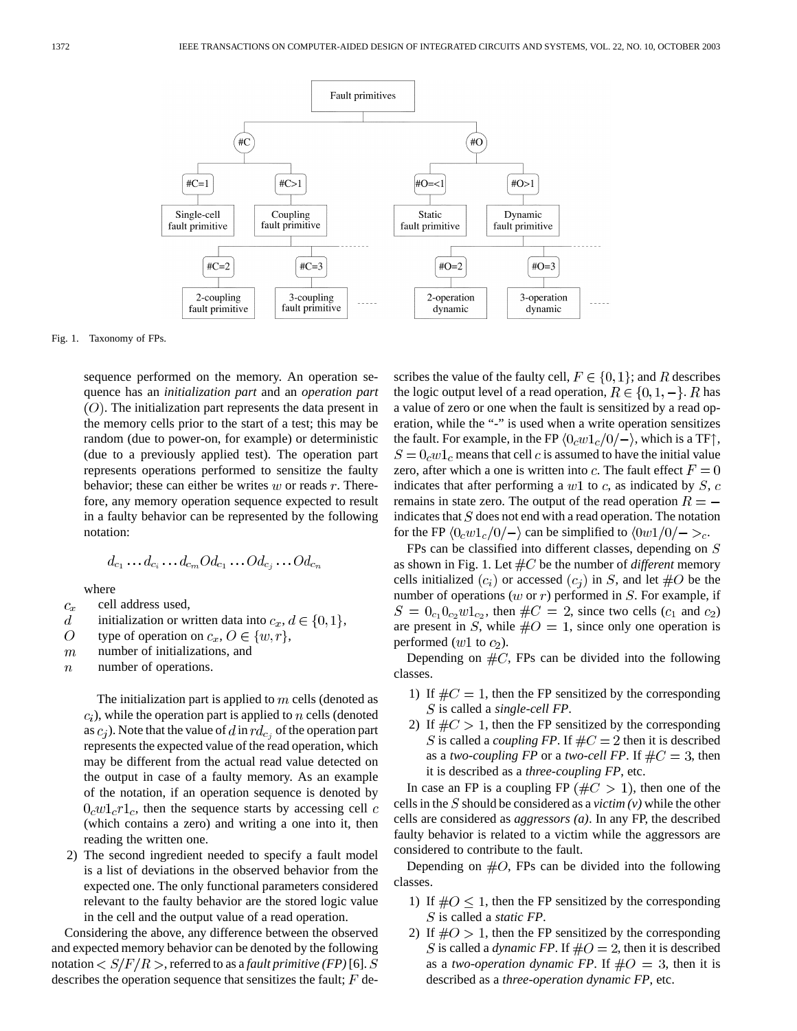Fig. 1. Taxonomy of FPs.

sequence performed on the memory. An operation sequence has an *initialization part* and an *operation part* $(O)$. The initialization part represents the data present in the memory cells prior to the start of a test; this may be random (due to power-on, for example) or deterministic (due to a previously applied test). The operation part represents operations performed to sensitize the faulty behavior; these can either be writes $w$ or reads $r$. Therefore, any memory operation sequence expected to result in a faulty behavior can be represented by the following notation:

$$d_{c_1} \ldots d_{c_i} \ldots d_{c_m} O d_{c_1} \ldots O d_{c_j} \ldots O d_{c_n}$$

where

- $c_x$ cell address used,
- $d$ initialization or written data into $c_x$, $d \in \{0, 1\}$,
- $O$ type of operation on $c_x$, $O \in \{w, r\}$,
- $m$ number of initializations, and
- $n$ number of operations.

The initialization part is applied to $m$ cells (denoted as $c_i$), while the operation part is applied to $n$ cells (denoted as $c_j$). Note that the value of $d$ in $rd_{c_j}$ of the operation part represents the expected value of the read operation, which may be different from the actual read value detected on the output in case of a faulty memory. As an example of the notation, if an operation sequence is denoted by $0_c w1_c r1_c$, then the sequence starts by accessing cell $c$ (which contains a zero) and writing a one into it, then reading the written one.

2) The second ingredient needed to specify a fault model is a list of deviations in the observed behavior from the expected one. The only functional parameters considered relevant to the faulty behavior are the stored logic value in the cell and the output value of a read operation.

Considering the above, any difference between the observed and expected memory behavior can be denoted by the following notation $< S/F/R >$, referred to as a *fault primitive (FP)* [6]. $S$ describes the operation sequence that sensitizes the fault; $F$ describes the value of the faulty cell, $F \in \{0, 1\}$; and $R$ describes the logic output level of a read operation, $R \in \{0, 1, -\}$. $R$ has a value of zero or one when the fault is sensitized by a read operation, while the "-" is used when a write operation sensitizes the fault. For example, in the FP $\langle 0_c w1_c/0/- \rangle$, which is a TF↑, $S = 0_c w1_c$ means that cell $c$ is assumed to have the initial value zero, after which a one is written into $c$. The fault effect $F = 0$ indicates that after performing a $w1$ to $c$, as indicated by $S$, $c$ remains in state zero. The output of the read operation $R = -$ indicates that $S$ does not end with a read operation. The notation for the FP $\langle 0_c w1_c/0/- \rangle$ can be simplified to $\langle 0w1/0/- >_c$.

FPs can be classified into different classes, depending on $S$ as shown in Fig. 1. Let $\#C$ be the number of *different* memory cells initialized $(c_i)$ or accessed $(c_j)$ in $S$, and let $\#O$ be the number of operations ($w$ or $r$) performed in $S$. For example, if $S = 0_{c_1} 0_{c_2} w1_{c_2}$, then $\#C = 2$, since two cells ($c_1$ and $c_2$) are present in $S$, while $\#O = 1$, since only one operation is performed ($w1$ to $c_2$).

Depending on $\#C$, FPs can be divided into the following classes.

1) If $\#C = 1$, then the FP sensitized by the corresponding $S$ is called a *single-cell FP*.
2) If $\#C > 1$, then the FP sensitized by the corresponding $S$ is called a *coupling FP*. If $\#C = 2$ then it is described as a *two-coupling FP* or a *two-cell FP*. If $\#C = 3$, then it is described as a *three-coupling FP*, etc.

In case an FP is a coupling FP ($\#C > 1$), then one of the cells in the $S$ should be considered as a *victim (v)* while the other cells are considered as *aggressors (a)*. In any FP, the described faulty behavior is related to a victim while the aggressors are considered to contribute to the fault.

Depending on $\#O$, FPs can be divided into the following classes.

1) If $\#O \leq 1$, then the FP sensitized by the corresponding $S$ is called a *static FP*.
2) If $\#O > 1$, then the FP sensitized by the corresponding $S$ is called a *dynamic FP*. If $\#O = 2$, then it is described as a *two-operation dynamic FP*. If $\#O = 3$, then it is described as a *three-operation dynamic FP*, etc.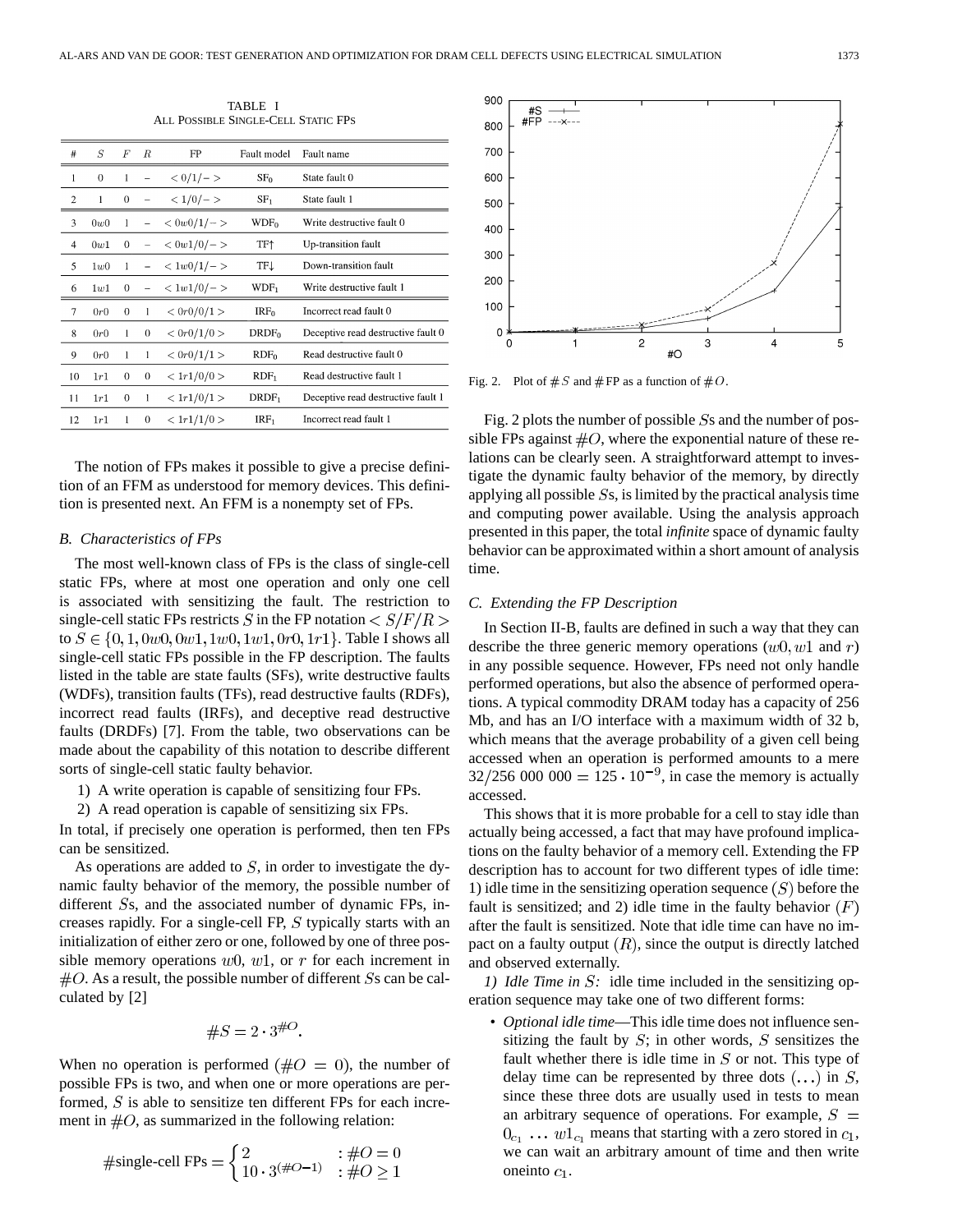TABLE I
ALL POSSIBLE SINGLE-CELL STATIC FPS

| # | $S$ | $F$ | $R$ | FP | Fault model | Fault name |
|---|---|---|---|---|---|---|
| 1 | 0 | 1 | – | $<0/1/->$ | $SF_0$ | State fault 0 |
| 2 | 1 | 0 | – | $<1/0/->$ | $SF_1$ | State fault 1 |
| 3 | $0w0$ | 1 | – | $<0w0/1/->$ | $WDF_0$ | Write destructive fault 0 |
| 4 | $0w1$ | 0 | – | $<0w1/0/->$ | TF↑ | Up-transition fault |
| 5 | $1w0$ | 1 | – | $<1w0/1/->$ | TF↓ | Down-transition fault |
| 6 | $1w1$ | 0 | – | $<1w1/0/->$ | $WDF_1$ | Write destructive fault 1 |
| 7 | $0r0$ | 0 | 1 | $<0r0/0/1>$ | $IRF_0$ | Incorrect read fault 0 |
| 8 | $0r0$ | 1 | 0 | $<0r0/1/0>$ | $DRDF_0$ | Deceptive read destructive fault 0 |
| 9 | $0r0$ | 1 | 1 | $<0r0/1/1>$ | $RDF_0$ | Read destructive fault 0 |
| 10 | $1r1$ | 0 | 0 | $<1r1/0/0>$ | $RDF_1$ | Read destructive fault 1 |
| 11 | $1r1$ | 0 | 1 | $<1r1/0/1>$ | $DRDF_1$ | Deceptive read destructive fault 1 |
| 12 | $1r1$ | 1 | 0 | $<1r1/1/0>$ | $IRF_1$ | Incorrect read fault 1 |

The notion of FPs makes it possible to give a precise definition of an FFM as understood for memory devices. This definition is presented next. An FFM is a nonempty set of FPs.

### B. Characteristics of FPs

The most well-known class of FPs is the class of single-cell static FPs, where at most one operation and only one cell is associated with sensitizing the fault. The restriction to single-cell static FPs restricts $S$ in the FP notation $<S/F/R>$ to $S \in \{0, 1, 0w0, 0w1, 1w0, 1w1, 0r0, 1r1\}$. Table I shows all single-cell static FPs possible in the FP description. The faults listed in the table are state faults (SFs), write destructive faults (WDFs), transition faults (TFs), read destructive faults (RDFs), incorrect read faults (IRFs), and deceptive read destructive faults (DRDFs) [7]. From the table, two observations can be made about the capability of this notation to describe different sorts of single-cell static faulty behavior.

1) A write operation is capable of sensitizing four FPs.
2) A read operation is capable of sensitizing six FPs.

In total, if precisely one operation is performed, then ten FPs can be sensitized.

As operations are added to $S$, in order to investigate the dynamic faulty behavior of the memory, the possible number of different $S$s, and the associated number of dynamic FPs, increases rapidly. For a single-cell FP, $S$ typically starts with an initialization of either zero or one, followed by one of three possible memory operations $w0$, $w1$, or $r$ for each increment in $\#O$. As a result, the possible number of different $S$s can be calculated by [2]

$$\#S = 2 \cdot 3^{\#O}.$$

When no operation is performed ($\#O = 0$), the number of possible FPs is two, and when one or more operations are performed, $S$ is able to sensitize ten different FPs for each increment in $\#O$, as summarized in the following relation:

$$\#\text{single-cell FPs} = \begin{cases} 2 & : \#O = 0 \\ 10 \cdot 3^{(\#O-1)} & : \#O \geq 1 \end{cases}$$

Fig. 2. Plot of $\#S$ and $\#$FP as a function of $\#O$.

Fig. 2 plots the number of possible $S$s and the number of possible FPs against $\#O$, where the exponential nature of these relations can be clearly seen. A straightforward attempt to investigate the dynamic faulty behavior of the memory, by directly applying all possible $S$s, is limited by the practical analysis time and computing power available. Using the analysis approach presented in this paper, the total *infinite* space of dynamic faulty behavior can be approximated within a short amount of analysis time.

### C. Extending the FP Description

In Section II-B, faults are defined in such a way that they can describe the three generic memory operations ($w0, w1$ and $r$) in any possible sequence. However, FPs need not only handle performed operations, but also the absence of performed operations. A typical commodity DRAM today has a capacity of 256 Mb, and has an I/O interface with a maximum width of 32 b, which means that the average probability of a given cell being accessed when an operation is performed amounts to a mere $32/256\ 000\ 000 = 125 \cdot 10^{-9}$, in case the memory is actually accessed.

This shows that it is more probable for a cell to stay idle than actually being accessed, a fact that may have profound implications on the faulty behavior of a memory cell. Extending the FP description has to account for two different types of idle time: 1) idle time in the sensitizing operation sequence $(S)$ before the fault is sensitized; and 2) idle time in the faulty behavior $(F)$ after the fault is sensitized. Note that idle time can have no impact on a faulty output $(R)$, since the output is directly latched and observed externally.

*1) Idle Time in $S$:* idle time included in the sensitizing operation sequence may take one of two different forms:

- *Optional idle time*—This idle time does not influence sensitizing the fault by $S$; in other words, $S$ sensitizes the fault whether there is idle time in $S$ or not. This type of delay time can be represented by three dots $(\ldots)$ in $S$, since these three dots are usually used in tests to mean an arbitrary sequence of operations. For example, $S = 0_{c_1} \ldots w1_{c_1}$ means that starting with a zero stored in $c_1$, we can wait an arbitrary amount of time and then write oneinto $c_1$.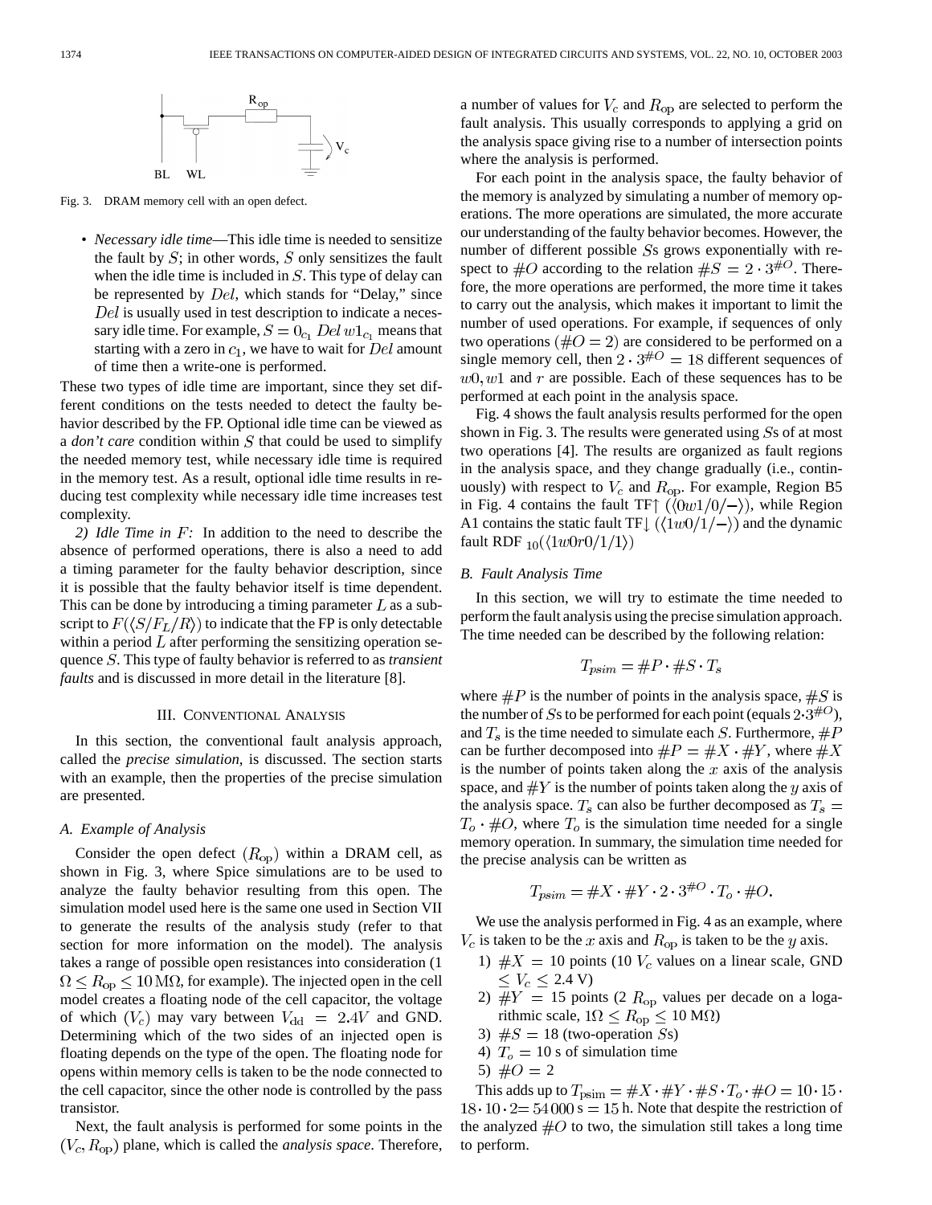Fig. 3. DRAM memory cell with an open defect.

- *Necessary idle time*—This idle time is needed to sensitize the fault by $S$; in other words, $S$ only sensitizes the fault when the idle time is included in $S$. This type of delay can be represented by $Del$, which stands for "Delay," since $Del$ is usually used in test description to indicate a necessary idle time. For example, $S = 0_{c_1}\, Del\, w1_{c_1}$ means that starting with a zero in $c_1$, we have to wait for $Del$ amount of time then a write-one is performed.

These two types of idle time are important, since they set different conditions on the tests needed to detect the faulty behavior described by the FP. Optional idle time can be viewed as a *don't care* condition within $S$ that could be used to simplify the needed memory test, while necessary idle time is required in the memory test. As a result, optional idle time results in reducing test complexity while necessary idle time increases test complexity.

*2) Idle Time in $F$:* In addition to the need to describe the absence of performed operations, there is also a need to add a timing parameter for the faulty behavior description, since it is possible that the faulty behavior itself is time dependent. This can be done by introducing a timing parameter $L$ as a subscript to $F(\langle S/F_L/R \rangle)$ to indicate that the FP is only detectable within a period $L$ after performing the sensitizing operation sequence $S$. This type of faulty behavior is referred to as *transient faults* and is discussed in more detail in the literature [8].

## III. Conventional Analysis

In this section, the conventional fault analysis approach, called the *precise simulation*, is discussed. The section starts with an example, then the properties of the precise simulation are presented.

### A. Example of Analysis

Consider the open defect $(R_{\mathrm{op}})$ within a DRAM cell, as shown in Fig. 3, where Spice simulations are to be used to analyze the faulty behavior resulting from this open. The simulation model used here is the same one used in Section VII to generate the results of the analysis study (refer to that section for more information on the model). The analysis takes a range of possible open resistances into consideration ($1\,\Omega \leq R_{\mathrm{op}} \leq 10\,\mathrm{M}\Omega$, for example). The injected open in the cell model creates a floating node of the cell capacitor, the voltage of which $(V_c)$ may vary between $V_{\mathrm{dd}} = 2.4V$ and GND. Determining which of the two sides of an injected open is floating depends on the type of the open. The floating node for opens within memory cells is taken to be the node connected to the cell capacitor, since the other node is controlled by the pass transistor.

Next, the fault analysis is performed for some points in the $(V_c, R_{\mathrm{op}})$ plane, which is called the *analysis space*. Therefore, a number of values for $V_c$ and $R_{\mathrm{op}}$ are selected to perform the fault analysis. This usually corresponds to applying a grid on the analysis space giving rise to a number of intersection points where the analysis is performed.

For each point in the analysis space, the faulty behavior of the memory is analyzed by simulating a number of memory operations. The more operations are simulated, the more accurate our understanding of the faulty behavior becomes. However, the number of different possible $S$s grows exponentially with respect to $\#O$ according to the relation $\#S = 2 \cdot 3^{\#O}$. Therefore, the more operations are performed, the more time it takes to carry out the analysis, which makes it important to limit the number of used operations. For example, if sequences of only two operations $(\#O = 2)$ are considered to be performed on a single memory cell, then $2 \cdot 3^{\#O} = 18$ different sequences of $w0, w1$ and $r$ are possible. Each of these sequences has to be performed at each point in the analysis space.

Fig. 4 shows the fault analysis results performed for the open shown in Fig. 3. The results were generated using $S$s of at most two operations [4]. The results are organized as fault regions in the analysis space, and they change gradually (i.e., continuously) with respect to $V_c$ and $R_{\mathrm{op}}$. For example, Region B5 in Fig. 4 contains the fault TF$\uparrow$ $(\langle 0w1/0/-\rangle)$, while Region A1 contains the static fault TF$\downarrow$ $(\langle 1w0/1/-\rangle)$ and the dynamic fault RDF $_{10}(\langle 1w0r0/1/1\rangle)$

### B. Fault Analysis Time

In this section, we will try to estimate the time needed to perform the fault analysis using the precise simulation approach. The time needed can be described by the following relation:

$$T_{psim} = \#P \cdot \#S \cdot T_s$$

where $\#P$ is the number of points in the analysis space, $\#S$ is the number of $S$s to be performed for each point (equals $2 \cdot 3^{\#O}$), and $T_s$ is the time needed to simulate each $S$. Furthermore, $\#P$ can be further decomposed into $\#P = \#X \cdot \#Y$, where $\#X$ is the number of points taken along the $x$ axis of the analysis space, and $\#Y$ is the number of points taken along the $y$ axis of the analysis space. $T_s$ can also be further decomposed as $T_s = T_o \cdot \#O$, where $T_o$ is the simulation time needed for a single memory operation. In summary, the simulation time needed for the precise analysis can be written as

$$T_{psim} = \#X \cdot \#Y \cdot 2 \cdot 3^{\#O} \cdot T_o \cdot \#O.$$

We use the analysis performed in Fig. 4 as an example, where $V_c$ is taken to be the $x$ axis and $R_{\mathrm{op}}$ is taken to be the $y$ axis.

1) $\#X = 10$ points (10 $V_c$ values on a linear scale, GND $\leq V_c \leq$ 2.4 V)
2) $\#Y = 15$ points (2 $R_{\mathrm{op}}$ values per decade on a logarithmic scale, $1\Omega \leq R_{\mathrm{op}} \leq 10$ M$\Omega$)
3) $\#S = 18$ (two-operation $S$s)
4) $T_o = 10$ s of simulation time
5) $\#O = 2$

This adds up to $T_{\mathrm{psim}} = \#X \cdot \#Y \cdot \#S \cdot T_o \cdot \#O = 10 \cdot 15 \cdot 18 \cdot 10 \cdot 2 = 54\,000\,\mathrm{s} = 15$ h. Note that despite the restriction of the analyzed $\#O$ to two, the simulation still takes a long time to perform.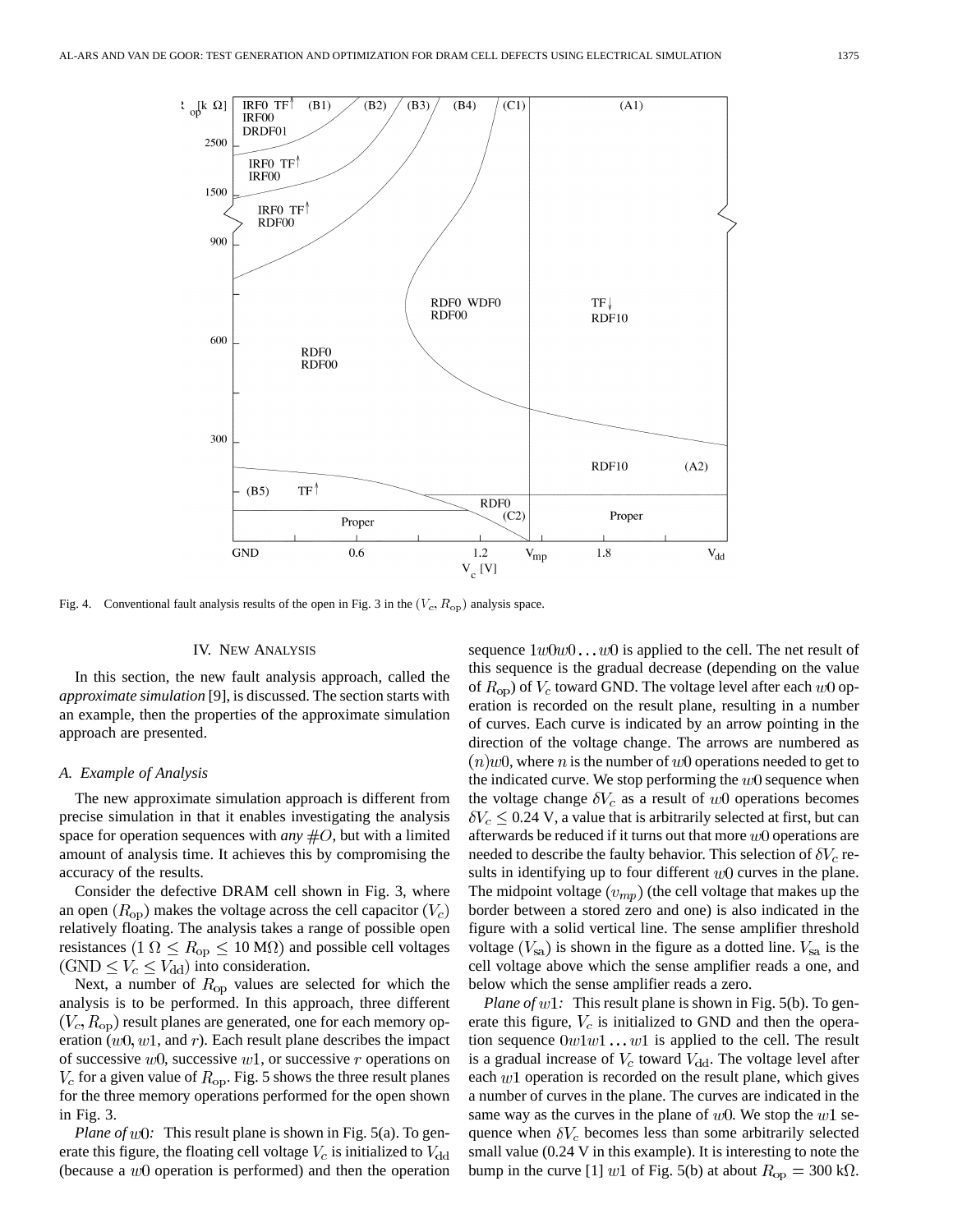Fig. 4. Conventional fault analysis results of the open in Fig. 3 in the $(V_c, R_{\rm op})$ analysis space.

## IV. New Analysis

In this section, the new fault analysis approach, called the *approximate simulation* [9], is discussed. The section starts with an example, then the properties of the approximate simulation approach are presented.

### *A. Example of Analysis*

The new approximate simulation approach is different from precise simulation in that it enables investigating the analysis space for operation sequences with *any* $\#O$, but with a limited amount of analysis time. It achieves this by compromising the accuracy of the results.

Consider the defective DRAM cell shown in Fig. 3, where an open $(R_{\rm op})$ makes the voltage across the cell capacitor $(V_c)$ relatively floating. The analysis takes a range of possible open resistances $(1\ \Omega \leq R_{\rm op} \leq 10\ {\rm M}\Omega)$ and possible cell voltages $({\rm GND} \leq V_c \leq V_{\rm dd})$ into consideration.

Next, a number of $R_{\rm op}$ values are selected for which the analysis is to be performed. In this approach, three different $(V_c, R_{\rm op})$ result planes are generated, one for each memory operation ($w0$, $w1$, and $r$). Each result plane describes the impact of successive $w0$, successive $w1$, or successive $r$ operations on $V_c$ for a given value of $R_{\rm op}$. Fig. 5 shows the three result planes for the three memory operations performed for the open shown in Fig. 3.

*Plane of* $w0$*:* This result plane is shown in Fig. 5(a). To generate this figure, the floating cell voltage $V_c$ is initialized to $V_{\rm dd}$ (because a $w0$ operation is performed) and then the operation sequence $1w0w0\ldots w0$ is applied to the cell. The net result of this sequence is the gradual decrease (depending on the value of $R_{\rm op}$) of $V_c$ toward GND. The voltage level after each $w0$ operation is recorded on the result plane, resulting in a number of curves. Each curve is indicated by an arrow pointing in the direction of the voltage change. The arrows are numbered as $(n)w0$, where $n$ is the number of $w0$ operations needed to get to the indicated curve. We stop performing the $w0$ sequence when the voltage change $\delta V_c$ as a result of $w0$ operations becomes $\delta V_c \leq 0.24$ V, a value that is arbitrarily selected at first, but can afterwards be reduced if it turns out that more $w0$ operations are needed to describe the faulty behavior. This selection of $\delta V_c$ results in identifying up to four different $w0$ curves in the plane. The midpoint voltage $(v_{mp})$ (the cell voltage that makes up the border between a stored zero and one) is also indicated in the figure with a solid vertical line. The sense amplifier threshold voltage $(V_{\rm sa})$ is shown in the figure as a dotted line. $V_{\rm sa}$ is the cell voltage above which the sense amplifier reads a one, and below which the sense amplifier reads a zero.

*Plane of* $w1$*:* This result plane is shown in Fig. 5(b). To generate this figure, $V_c$ is initialized to GND and then the operation sequence $0w1w1\ldots w1$ is applied to the cell. The result is a gradual increase of $V_c$ toward $V_{\rm dd}$. The voltage level after each $w1$ operation is recorded on the result plane, which gives a number of curves in the plane. The curves are indicated in the same way as the curves in the plane of $w0$. We stop the $w1$ sequence when $\delta V_c$ becomes less than some arbitrarily selected small value (0.24 V in this example). It is interesting to note the bump in the curve [1] $w1$ of Fig. 5(b) at about $R_{\rm op} = 300\ {\rm k}\Omega$.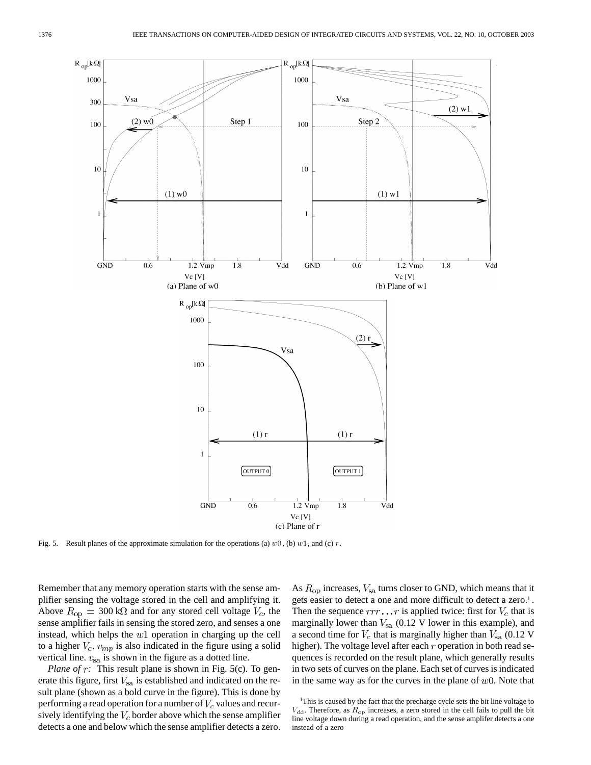Fig. 5. Result planes of the approximate simulation for the operations (a) $w0$, (b) $w1$, and (c) $r$.

Remember that any memory operation starts with the sense amplifier sensing the voltage stored in the cell and amplifying it. Above $R_{\rm op} = 300$ k$\Omega$ and for any stored cell voltage $V_c$, the sense amplifier fails in sensing the stored zero, and senses a one instead, which helps the $w1$ operation in charging up the cell to a higher $V_c$. $v_{mp}$ is also indicated in the figure using a solid vertical line. $v_{\rm sa}$ is shown in the figure as a dotted line.

*Plane of $r$:* This result plane is shown in Fig. 5(c). To generate this figure, first $V_{\rm sa}$ is established and indicated on the result plane (shown as a bold curve in the figure). This is done by performing a read operation for a number of $V_c$ values and recursively identifying the $V_c$ border above which the sense amplifier detects a one and below which the sense amplifier detects a zero. As $R_{\rm op}$ increases, $V_{\rm sa}$ turns closer to GND, which means that it gets easier to detect a one and more difficult to detect a zero.[1]. Then the sequence $rrr\ldots r$ is applied twice: first for $V_c$ that is marginally lower than $V_{\rm sa}$ (0.12 V lower in this example), and a second time for $V_c$ that is marginally higher than $V_{\rm sa}$ (0.12 V higher). The voltage level after each $r$ operation in both read sequences is recorded on the result plane, which generally results in two sets of curves on the plane. Each set of curves is indicated in the same way as for the curves in the plane of $w0$. Note that

[1]This is caused by the fact that the precharge cycle sets the bit line voltage to $V_{\rm dd}$. Therefore, as $R_{\rm op}$ increases, a zero stored in the cell fails to pull the bit line voltage down during a read operation, and the sense amplifer detects a one instead of a zero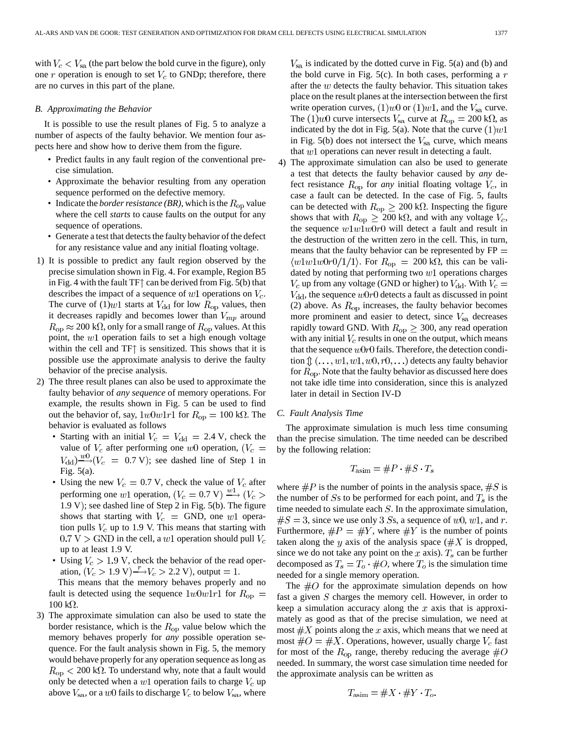with $V_c < V_{\text{sa}}$ (the part below the bold curve in the figure), only one $r$ operation is enough to set $V_c$ to GNDp; therefore, there are no curves in this part of the plane.

### B. Approximating the Behavior

It is possible to use the result planes of Fig. 5 to analyze a number of aspects of the faulty behavior. We mention four aspects here and show how to derive them from the figure.

- Predict faults in any fault region of the conventional precise simulation.
- Approximate the behavior resulting from any operation sequence performed on the defective memory.
- Indicate the *border resistance (BR)*, which is the $R_{\text{op}}$ value where the cell *starts* to cause faults on the output for any sequence of operations.
- Generate a test that detects the faulty behavior of the defect for any resistance value and any initial floating voltage.

1) It is possible to predict any fault region observed by the precise simulation shown in Fig. 4. For example, Region B5 in Fig. 4 with the fault TF$\uparrow$ can be derived from Fig. 5(b) that describes the impact of a sequence of $w1$ operations on $V_c$. The curve of $(1)w1$ starts at $V_{\text{dd}}$ for low $R_{\text{op}}$ values, then it decreases rapidly and becomes lower than $V_{mp}$ around $R_{\text{op}} \approx 200$ k$\Omega$, only for a small range of $R_{\text{op}}$ values. At this point, the $w1$ operation fails to set a high enough voltage within the cell and TF$\uparrow$ is sensitized. This shows that it is possible use the approximate analysis to derive the faulty behavior of the precise analysis.

2) The three result planes can also be used to approximate the faulty behavior of *any sequence* of memory operations. For example, the results shown in Fig. 5 can be used to find out the behavior of, say, $1w0w1r1$ for $R_{\text{op}} = 100$ k$\Omega$. The behavior is evaluated as follows
   - Starting with an initial $V_c = V_{\text{dd}} = 2.4$ V, check the value of $V_c$ after performing one $w0$ operation, $(V_c = V_{\text{dd}}) \xrightarrow{w0} (V_c = 0.7 \text{ V})$; see dashed line of Step 1 in Fig. 5(a).
   - Using the new $V_c = 0.7$ V, check the value of $V_c$ after performing one $w1$ operation, $(V_c = 0.7 \text{ V}) \xrightarrow{w1} (V_c > 1.9 \text{ V})$; see dashed line of Step 2 in Fig. 5(b). The figure shows that starting with $V_c = $ GND, one $w1$ operation pulls $V_c$ up to 1.9 V. This means that starting with $0.7 \text{ V} > \text{GND}$ in the cell, a $w1$ operation should pull $V_c$ up to at least 1.9 V.
   - Using $V_c > 1.9$ V, check the behavior of the read operation, $(V_c > 1.9 \text{ V}) \xrightarrow{r} V_c > 2.2 \text{ V})$, output $= 1$.

   This means that the memory behaves properly and no fault is detected using the sequence $1w0w1r1$ for $R_{\text{op}} = 100$ k$\Omega$.

3) The approximate simulation can also be used to state the border resistance, which is the $R_{\text{op}}$ value below which the memory behaves properly for *any* possible operation sequence. For the fault analysis shown in Fig. 5, the memory would behave properly for any operation sequence as long as $R_{\text{op}} < 200$ k$\Omega$. To understand why, note that a fault would only be detected when a $w1$ operation fails to charge $V_c$ up above $V_{\text{sa}}$, or a $w0$ fails to discharge $V_c$ to below $V_{\text{sa}}$, where $V_{\text{sa}}$ is indicated by the dotted curve in Fig. 5(a) and (b) and the bold curve in Fig. 5(c). In both cases, performing a $r$ after the $w$ detects the faulty behavior. This situation takes place on the result planes at the intersection between the first write operation curves, $(1)w0$ or $(1)w1$, and the $V_{\text{sa}}$ curve. The $(1)w0$ curve intersects $V_{\text{sa}}$ curve at $R_{\text{op}} = 200$ k$\Omega$, as indicated by the dot in Fig. 5(a). Note that the curve $(1)w1$ in Fig. 5(b) does not intersect the $V_{\text{sa}}$ curve, which means that $w1$ operations can never result in detecting a fault.

4) The approximate simulation can also be used to generate a test that detects the faulty behavior caused by *any* defect resistance $R_{\text{op}}$ for *any* initial floating voltage $V_c$, in case a fault can be detected. In the case of Fig. 5, faults can be detected with $R_{\text{op}} \geq 200$ k$\Omega$. Inspecting the figure shows that with $R_{\text{op}} \geq 200$ k$\Omega$, and with any voltage $V_c$, the sequence $w1w1w0r0$ will detect a fault and result in the destruction of the written zero in the cell. This, in turn, means that the faulty behavior can be represented by FP $= \langle w1w1w0r0/1/1 \rangle$. For $R_{\text{op}} = 200$ k$\Omega$, this can be validated by noting that performing two $w1$ operations charges $V_c$ up from any voltage (GND or higher) to $V_{\text{dd}}$. With $V_c = V_{\text{dd}}$, the sequence $w0r0$ detects a fault as discussed in point (2) above. As $R_{\text{op}}$ increases, the faulty behavior becomes more prominent and easier to detect, since $V_{\text{sa}}$ decreases rapidly toward GND. With $R_{\text{op}} \geq 300$, any read operation with any initial $V_c$ results in one on the output, which means that the sequence $w0r0$ fails. Therefore, the detection condition $\Updownarrow (\ldots, w1, w1, w0, r0, \ldots)$ detects any faulty behavior for $R_{\text{op}}$. Note that the faulty behavior as discussed here does not take idle time into consideration, since this is analyzed later in detail in Section IV-D

### C. Fault Analysis Time

The approximate simulation is much less time consuming than the precise simulation. The time needed can be described by the following relation:

$$T_{\text{asim}} = \#P \cdot \#S \cdot T_s$$

where $\#P$ is the number of points in the analysis space, $\#S$ is the number of $S$s to be performed for each point, and $T_s$ is the time needed to simulate each $S$. In the approximate simulation, $\#S = 3$, since we use only 3 $S$s, a sequence of $w0$, $w1$, and $r$. Furthermore, $\#P = \#Y$, where $\#Y$ is the number of points taken along the $y$ axis of the analysis space ($\#X$ is dropped, since we do not take any point on the $x$ axis). $T_s$ can be further decomposed as $T_s = T_o \cdot \#O$, where $T_o$ is the simulation time needed for a single memory operation.

The $\#O$ for the approximate simulation depends on how fast a given $S$ charges the memory cell. However, in order to keep a simulation accuracy along the $x$ axis that is approximately as good as that of the precise simulation, we need at most $\#X$ points along the $x$ axis, which means that we need at most $\#O = \#X$. Operations, however, usually charge $V_c$ fast for most of the $R_{\text{op}}$ range, thereby reducing the average $\#O$ needed. In summary, the worst case simulation time needed for the approximate analysis can be written as

$$T_{\text{asim}} = \#X \cdot \#Y \cdot T_o.$$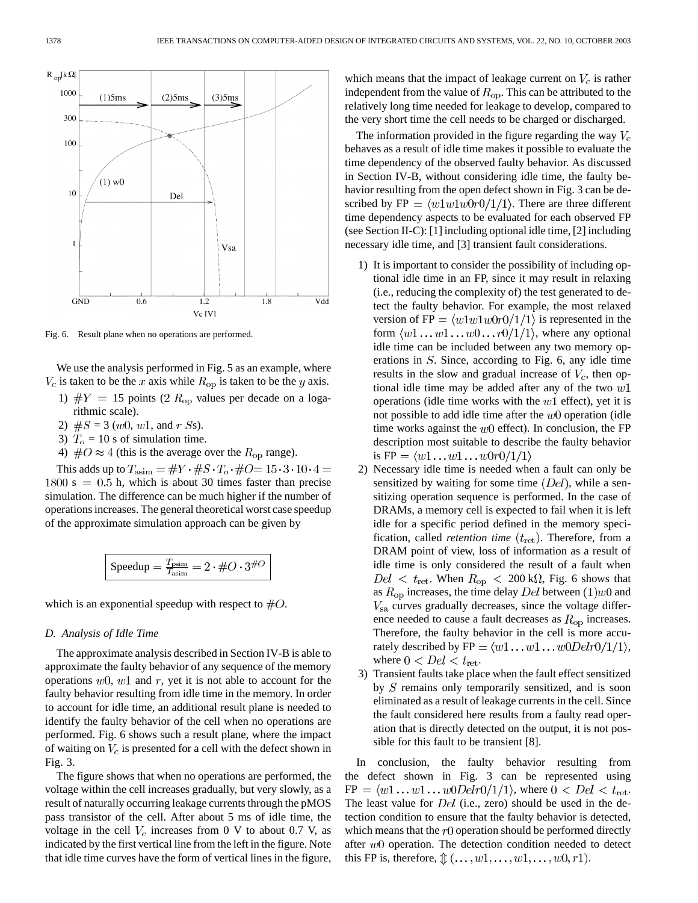Fig. 6. Result plane when no operations are performed.

We use the analysis performed in Fig. 5 as an example, where $V_c$ is taken to be the $x$ axis while $R_{\rm op}$ is taken to be the $y$ axis.

1) $\#Y = 15$ points (2 $R_{\rm op}$ values per decade on a logarithmic scale).
2) $\#S = 3$ ($w0$, $w1$, and $r$ $S$s).
3) $T_o$ = 10 s of simulation time.
4) $\#O \approx 4$ (this is the average over the $R_{\rm op}$ range).

This adds up to $T_{\rm asim} = \#Y \cdot \#S \cdot T_o \cdot \#O = 15 \cdot 3 \cdot 10 \cdot 4 = 1800$ s $= 0.5$ h, which is about 30 times faster than precise simulation. The difference can be much higher if the number of operations increases. The general theoretical worst case speedup of the approximate simulation approach can be given by

$$\text{Speedup} = \frac{T_{\rm psim}}{T_{\rm asim}} = 2 \cdot \#O \cdot 3^{\#O}$$

which is an exponential speedup with respect to $\#O$.

### D. Analysis of Idle Time

The approximate analysis described in Section IV-B is able to approximate the faulty behavior of any sequence of the memory operations $w0$, $w1$ and $r$, yet it is not able to account for the faulty behavior resulting from idle time in the memory. In order to account for idle time, an additional result plane is needed to identify the faulty behavior of the cell when no operations are performed. Fig. 6 shows such a result plane, where the impact of waiting on $V_c$ is presented for a cell with the defect shown in Fig. 3.

The figure shows that when no operations are performed, the voltage within the cell increases gradually, but very slowly, as a result of naturally occurring leakage currents through the pMOS pass transistor of the cell. After about 5 ms of idle time, the voltage in the cell $V_c$ increases from 0 V to about 0.7 V, as indicated by the first vertical line from the left in the figure. Note that idle time curves have the form of vertical lines in the figure, which means that the impact of leakage current on $V_c$ is rather independent from the value of $R_{\rm op}$. This can be attributed to the relatively long time needed for leakage to develop, compared to the very short time the cell needs to be charged or discharged.

The information provided in the figure regarding the way $V_c$ behaves as a result of idle time makes it possible to evaluate the time dependency of the observed faulty behavior. As discussed in Section IV-B, without considering idle time, the faulty behavior resulting from the open defect shown in Fig. 3 can be described by FP $= \langle w1w1w0r0/1/1 \rangle$. There are three different time dependency aspects to be evaluated for each observed FP (see Section II-C): [1] including optional idle time, [2] including necessary idle time, and [3] transient fault considerations.

1) It is important to consider the possibility of including optional idle time in an FP, since it may result in relaxing (i.e., reducing the complexity of) the test generated to detect the faulty behavior. For example, the most relaxed version of FP $= \langle w1w1w0r0/1/1 \rangle$ is represented in the form $\langle w1 \ldots w1 \ldots w0 \ldots r0/1/1 \rangle$, where any optional idle time can be included between any two memory operations in $S$. Since, according to Fig. 6, any idle time results in the slow and gradual increase of $V_c$, then optional idle time may be added after any of the two $w1$ operations (idle time works with the $w1$ effect), yet it is not possible to add idle time after the $w0$ operation (idle time works against the $w0$ effect). In conclusion, the FP description most suitable to describe the faulty behavior is FP $= \langle w1 \ldots w1 \ldots w0r0/1/1 \rangle$
2) Necessary idle time is needed when a fault can only be sensitized by waiting for some time ($Del$), while a sensitizing operation sequence is performed. In the case of DRAMs, a memory cell is expected to fail when it is left idle for a specific period defined in the memory specification, called *retention time* ($t_{\rm ret}$). Therefore, from a DRAM point of view, loss of information as a result of idle time is only considered the result of a fault when $Del < t_{\rm ret}$. When $R_{\rm op} < 200$ k$\Omega$, Fig. 6 shows that as $R_{\rm op}$ increases, the time delay $Del$ between $(1)w0$ and $V_{\rm sa}$ curves gradually decreases, since the voltage difference needed to cause a fault decreases as $R_{\rm op}$ increases. Therefore, the faulty behavior in the cell is more accurately described by FP $= \langle w1 \ldots w1 \ldots w0Delr0/1/1 \rangle$, where $0 < Del < t_{\rm ret}$.
3) Transient faults take place when the fault effect sensitized by $S$ remains only temporarily sensitized, and is soon eliminated as a result of leakage currents in the cell. Since the fault considered here results from a faulty read operation that is directly detected on the output, it is not possible for this fault to be transient [8].

In conclusion, the faulty behavior resulting from the defect shown in Fig. 3 can be represented using FP $= \langle w1 \ldots w1 \ldots w0Delr0/1/1 \rangle$, where $0 < Del < t_{\rm ret}$. The least value for $Del$ (i.e., zero) should be used in the detection condition to ensure that the faulty behavior is detected, which means that the $r0$ operation should be performed directly after $w0$ operation. The detection condition needed to detect this FP is, therefore, $\Updownarrow (\ldots, w1, \ldots, w1, \ldots, w0, r1)$.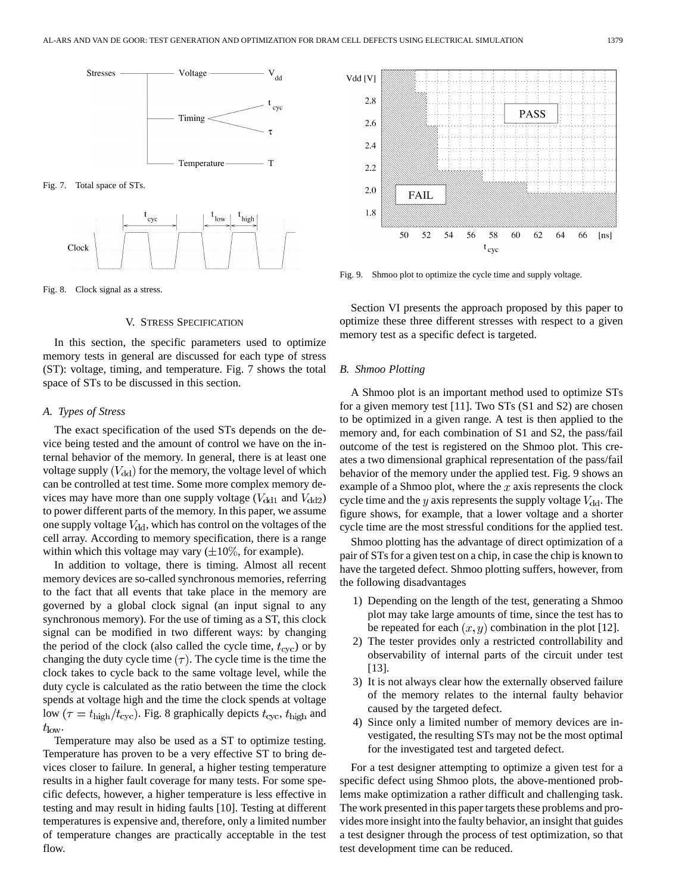Fig. 7. Total space of STs.

Fig. 8. Clock signal as a stress.

## V. Stress Specification

In this section, the specific parameters used to optimize memory tests in general are discussed for each type of stress (ST): voltage, timing, and temperature. Fig. 7 shows the total space of STs to be discussed in this section.

### A. Types of Stress

The exact specification of the used STs depends on the device being tested and the amount of control we have on the internal behavior of the memory. In general, there is at least one voltage supply $(V_{\rm dd})$ for the memory, the voltage level of which can be controlled at test time. Some more complex memory devices may have more than one supply voltage ($V_{\rm dd1}$ and $V_{\rm dd2}$) to power different parts of the memory. In this paper, we assume one supply voltage $V_{\rm dd}$, which has control on the voltages of the cell array. According to memory specification, there is a range within which this voltage may vary ($\pm 10\%$, for example).

In addition to voltage, there is timing. Almost all recent memory devices are so-called synchronous memories, referring to the fact that all events that take place in the memory are governed by a global clock signal (an input signal to any synchronous memory). For the use of timing as a ST, this clock signal can be modified in two different ways: by changing the period of the clock (also called the cycle time, $t_{\rm cyc}$) or by changing the duty cycle time $(\tau)$. The cycle time is the time the clock takes to cycle back to the same voltage level, while the duty cycle is calculated as the ratio between the time the clock spends at voltage high and the time the clock spends at voltage low ($\tau = t_{\rm high}/t_{\rm cyc}$). Fig. 8 graphically depicts $t_{\rm cyc}$, $t_{\rm high}$ and $t_{\rm low}$.

Temperature may also be used as a ST to optimize testing. Temperature has proven to be a very effective ST to bring devices closer to failure. In general, a higher testing temperature results in a higher fault coverage for many tests. For some specific defects, however, a higher temperature is less effective in testing and may result in hiding faults [10]. Testing at different temperatures is expensive and, therefore, only a limited number of temperature changes are practically acceptable in the test flow.

Fig. 9. Shmoo plot to optimize the cycle time and supply voltage.

Section VI presents the approach proposed by this paper to optimize these three different stresses with respect to a given memory test as a specific defect is targeted.

### B. Shmoo Plotting

A Shmoo plot is an important method used to optimize STs for a given memory test [11]. Two STs (S1 and S2) are chosen to be optimized in a given range. A test is then applied to the memory and, for each combination of S1 and S2, the pass/fail outcome of the test is registered on the Shmoo plot. This creates a two dimensional graphical representation of the pass/fail behavior of the memory under the applied test. Fig. 9 shows an example of a Shmoo plot, where the $x$ axis represents the clock cycle time and the $y$ axis represents the supply voltage $V_{\rm dd}$. The figure shows, for example, that a lower voltage and a shorter cycle time are the most stressful conditions for the applied test.

Shmoo plotting has the advantage of direct optimization of a pair of STs for a given test on a chip, in case the chip is known to have the targeted defect. Shmoo plotting suffers, however, from the following disadvantages

1) Depending on the length of the test, generating a Shmoo plot may take large amounts of time, since the test has to be repeated for each $(x, y)$ combination in the plot [12].
2) The tester provides only a restricted controllability and observability of internal parts of the circuit under test [13].
3) It is not always clear how the externally observed failure of the memory relates to the internal faulty behavior caused by the targeted defect.
4) Since only a limited number of memory devices are investigated, the resulting STs may not be the most optimal for the investigated test and targeted defect.

For a test designer attempting to optimize a given test for a specific defect using Shmoo plots, the above-mentioned problems make optimization a rather difficult and challenging task. The work presented in this paper targets these problems and provides more insight into the faulty behavior, an insight that guides a test designer through the process of test optimization, so that test development time can be reduced.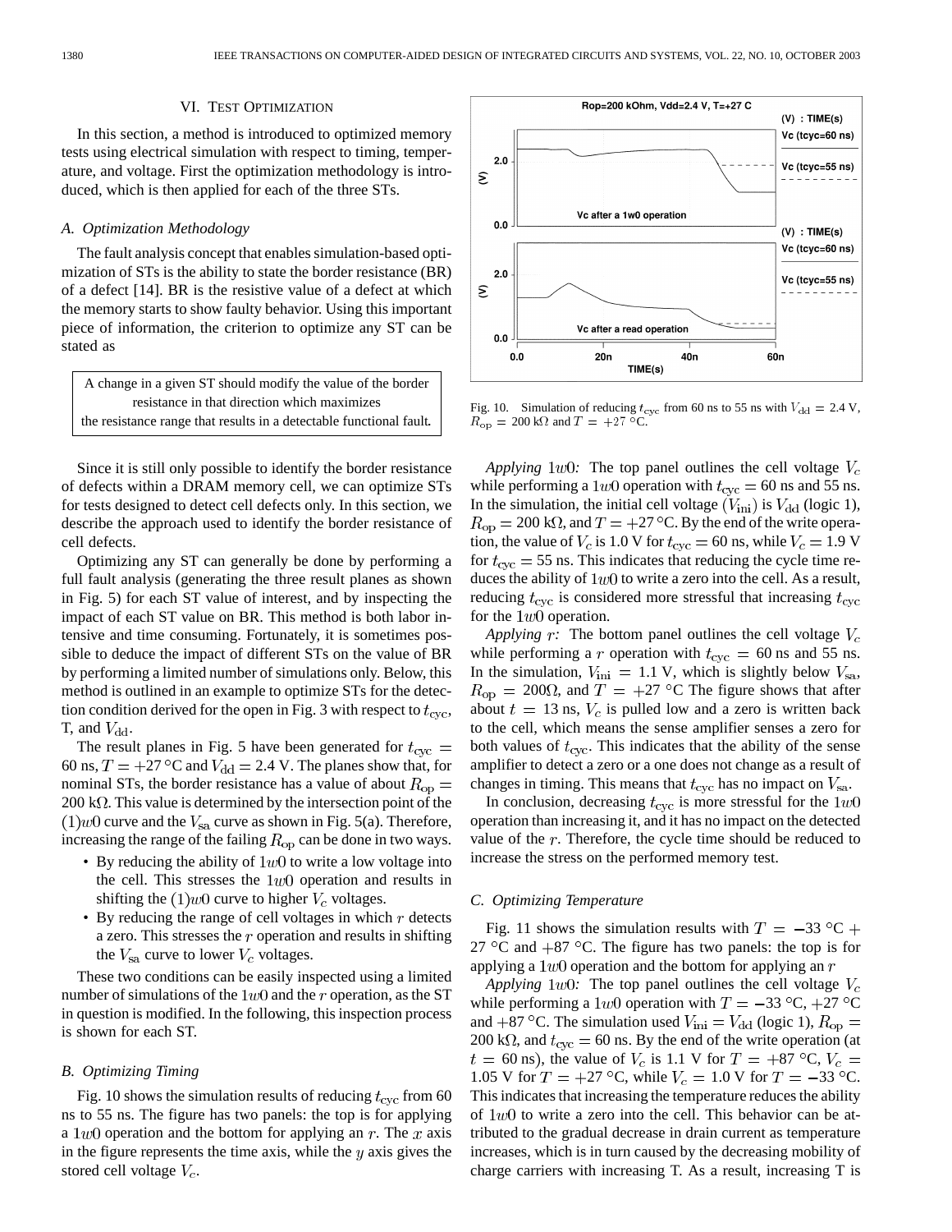## VI. Test Optimization

In this section, a method is introduced to optimized memory tests using electrical simulation with respect to timing, temperature, and voltage. First the optimization methodology is introduced, which is then applied for each of the three STs.

### A. Optimization Methodology

The fault analysis concept that enables simulation-based optimization of STs is the ability to state the border resistance (BR) of a defect [14]. BR is the resistive value of a defect at which the memory starts to show faulty behavior. Using this important piece of information, the criterion to optimize any ST can be stated as

> A change in a given ST should modify the value of the border resistance in that direction which maximizes the resistance range that results in a detectable functional fault.

Since it is still only possible to identify the border resistance of defects within a DRAM memory cell, we can optimize STs for tests designed to detect cell defects only. In this section, we describe the approach used to identify the border resistance of cell defects.

Optimizing any ST can generally be done by performing a full fault analysis (generating the three result planes as shown in Fig. 5) for each ST value of interest, and by inspecting the impact of each ST value on BR. This method is both labor intensive and time consuming. Fortunately, it is sometimes possible to deduce the impact of different STs on the value of BR by performing a limited number of simulations only. Below, this method is outlined in an example to optimize STs for the detection condition derived for the open in Fig. 3 with respect to $t_{\rm cyc}$, T, and $V_{\rm dd}$.

The result planes in Fig. 5 have been generated for $t_{\rm cyc} = 60$ ns, $T = +27$ °C and $V_{\rm dd} = 2.4$ V. The planes show that, for nominal STs, the border resistance has a value of about $R_{\rm op} = 200$ kΩ. This value is determined by the intersection point of the $(1)w0$ curve and the $V_{\rm sa}$ curve as shown in Fig. 5(a). Therefore, increasing the range of the failing $R_{\rm op}$ can be done in two ways.

- By reducing the ability of $1w0$ to write a low voltage into the cell. This stresses the $1w0$ operation and results in shifting the $(1)w0$ curve to higher $V_c$ voltages.
- By reducing the range of cell voltages in which $r$ detects a zero. This stresses the $r$ operation and results in shifting the $V_{\rm sa}$ curve to lower $V_c$ voltages.

These two conditions can be easily inspected using a limited number of simulations of the $1w0$ and the $r$ operation, as the ST in question is modified. In the following, this inspection process is shown for each ST.

### B. Optimizing Timing

Fig. 10 shows the simulation results of reducing $t_{\rm cyc}$ from 60 ns to 55 ns. The figure has two panels: the top is for applying a $1w0$ operation and the bottom for applying an $r$. The $x$ axis in the figure represents the time axis, while the $y$ axis gives the stored cell voltage $V_c$.

Fig. 10. Simulation of reducing $t_{\rm cyc}$ from 60 ns to 55 ns with $V_{\rm dd} = 2.4$ V, $R_{\rm op} = 200$ kΩ and $T = +27$ °C.

*Applying* $1w0$*:* The top panel outlines the cell voltage $V_c$ while performing a $1w0$ operation with $t_{\rm cyc} = 60$ ns and 55 ns. In the simulation, the initial cell voltage $(V_{\rm ini})$ is $V_{\rm dd}$ (logic 1), $R_{\rm op} = 200$ kΩ, and $T = +27$ °C. By the end of the write operation, the value of $V_c$ is 1.0 V for $t_{\rm cyc} = 60$ ns, while $V_c = 1.9$ V for $t_{\rm cyc} = 55$ ns. This indicates that reducing the cycle time reduces the ability of $1w0$ to write a zero into the cell. As a result, reducing $t_{\rm cyc}$ is considered more stressful that increasing $t_{\rm cyc}$ for the $1w0$ operation.

*Applying* $r$*:* The bottom panel outlines the cell voltage $V_c$ while performing a $r$ operation with $t_{\rm cyc} = 60$ ns and 55 ns. In the simulation, $V_{\rm ini} = 1.1$ V, which is slightly below $V_{\rm sa}$, $R_{\rm op} = 200$Ω, and $T = +27$ °C The figure shows that after about $t = 13$ ns, $V_c$ is pulled low and a zero is written back to the cell, which means the sense amplifier senses a zero for both values of $t_{\rm cyc}$. This indicates that the ability of the sense amplifier to detect a zero or a one does not change as a result of changes in timing. This means that $t_{\rm cyc}$ has no impact on $V_{\rm sa}$.

In conclusion, decreasing $t_{\rm cyc}$ is more stressful for the $1w0$ operation than increasing it, and it has no impact on the detected value of the $r$. Therefore, the cycle time should be reduced to increase the stress on the performed memory test.

### C. Optimizing Temperature

Fig. 11 shows the simulation results with $T = -33$ °C + 27 °C and +87 °C. The figure has two panels: the top is for applying a $1w0$ operation and the bottom for applying an $r$

*Applying* $1w0$*:* The top panel outlines the cell voltage $V_c$ while performing a $1w0$ operation with $T = -33$ °C, +27 °C and +87 °C. The simulation used $V_{\rm ini} = V_{\rm dd}$ (logic 1), $R_{\rm op} = 200$ kΩ, and $t_{\rm cyc} = 60$ ns. By the end of the write operation (at $t = 60$ ns), the value of $V_c$ is 1.1 V for $T = +87$ °C, $V_c = 1.05$ V for $T = +27$ °C, while $V_c = 1.0$ V for $T = -33$ °C. This indicates that increasing the temperature reduces the ability of $1w0$ to write a zero into the cell. This behavior can be attributed to the gradual decrease in drain current as temperature increases, which is in turn caused by the decreasing mobility of charge carriers with increasing T. As a result, increasing T is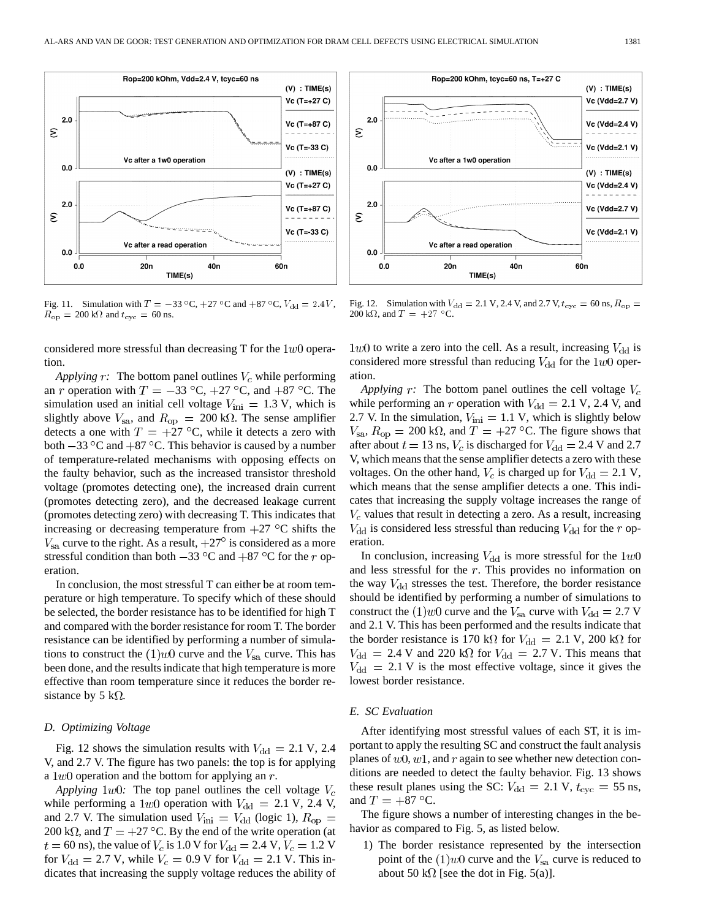Fig. 11. Simulation with $T = -33$ °C, $+27$ °C and $+87$ °C, $V_{\rm dd} = 2.4 V$, $R_{\rm op} = 200$ kΩ and $t_{\rm cyc} = 60$ ns.

Fig. 12. Simulation with $V_{\rm dd} = 2.1$ V, 2.4 V, and 2.7 V, $t_{\rm cyc} = 60$ ns, $R_{\rm op} = 200$ kΩ, and $T = +27$ °C.

considered more stressful than decreasing T for the $1w0$ operation.

*Applying $r$:* The bottom panel outlines $V_c$ while performing an $r$ operation with $T = -33$ °C, $+27$ °C, and $+87$ °C. The simulation used an initial cell voltage $V_{\rm ini} = 1.3$ V, which is slightly above $V_{\rm sa}$, and $R_{\rm op} = 200$ kΩ. The sense amplifier detects a one with $T = +27$ °C, while it detects a zero with both $-33$ °C and $+87$ °C. This behavior is caused by a number of temperature-related mechanisms with opposing effects on the faulty behavior, such as the increased transistor threshold voltage (promotes detecting one), the increased drain current (promotes detecting zero), and the decreased leakage current (promotes detecting zero) with decreasing T. This indicates that increasing or decreasing temperature from $+27$ °C shifts the $V_{\rm sa}$ curve to the right. As a result, $+27°$ is considered as a more stressful condition than both $-33$ °C and $+87$ °C for the $r$ operation.

In conclusion, the most stressful T can either be at room temperature or high temperature. To specify which of these should be selected, the border resistance has to be identified for high T and compared with the border resistance for room T. The border resistance can be identified by performing a number of simulations to construct the $(1)w0$ curve and the $V_{\rm sa}$ curve. This has been done, and the results indicate that high temperature is more effective than room temperature since it reduces the border resistance by 5 kΩ.

### D. Optimizing Voltage

Fig. 12 shows the simulation results with $V_{\rm dd} = 2.1$ V, 2.4 V, and 2.7 V. The figure has two panels: the top is for applying a $1w0$ operation and the bottom for applying an $r$.

*Applying $1w0$:* The top panel outlines the cell voltage $V_c$ while performing a $1w0$ operation with $V_{\rm dd} = 2.1$ V, 2.4 V, and 2.7 V. The simulation used $V_{\rm ini} = V_{\rm dd}$ (logic 1), $R_{\rm op} = 200$ kΩ, and $T = +27$ °C. By the end of the write operation (at $t = 60$ ns), the value of $V_c$ is 1.0 V for $V_{\rm dd} = 2.4$ V, $V_c = 1.2$ V for $V_{\rm dd} = 2.7$ V, while $V_c = 0.9$ V for $V_{\rm dd} = 2.1$ V. This indicates that increasing the supply voltage reduces the ability of $1w0$ to write a zero into the cell. As a result, increasing $V_{\rm dd}$ is considered more stressful than reducing $V_{\rm dd}$ for the $1w0$ operation.

*Applying $r$:* The bottom panel outlines the cell voltage $V_c$ while performing an $r$ operation with $V_{\rm dd} = 2.1$ V, 2.4 V, and 2.7 V. In the simulation, $V_{\rm ini} = 1.1$ V, which is slightly below $V_{\rm sa}$, $R_{\rm op} = 200$ kΩ, and $T = +27$ °C. The figure shows that after about $t = 13$ ns, $V_c$ is discharged for $V_{\rm dd} = 2.4$ V and 2.7 V, which means that the sense amplifier detects a zero with these voltages. On the other hand, $V_c$ is charged up for $V_{\rm dd} = 2.1$ V, which means that the sense amplifier detects a one. This indicates that increasing the supply voltage increases the range of $V_c$ values that result in detecting a zero. As a result, increasing $V_{\rm dd}$ is considered less stressful than reducing $V_{\rm dd}$ for the $r$ operation.

In conclusion, increasing $V_{\rm dd}$ is more stressful for the $1w0$ and less stressful for the $r$. This provides no information on the way $V_{\rm dd}$ stresses the test. Therefore, the border resistance should be identified by performing a number of simulations to construct the $(1)w0$ curve and the $V_{\rm sa}$ curve with $V_{\rm dd} = 2.7$ V and 2.1 V. This has been performed and the results indicate that the border resistance is 170 kΩ for $V_{\rm dd} = 2.1$ V, 200 kΩ for $V_{\rm dd} = 2.4$ V and 220 kΩ for $V_{\rm dd} = 2.7$ V. This means that $V_{\rm dd} = 2.1$ V is the most effective voltage, since it gives the lowest border resistance.

### E. SC Evaluation

After identifying most stressful values of each ST, it is important to apply the resulting SC and construct the fault analysis planes of $w0$, $w1$, and $r$ again to see whether new detection conditions are needed to detect the faulty behavior. Fig. 13 shows these result planes using the SC: $V_{\rm dd} = 2.1$ V, $t_{\rm cyc} = 55$ ns, and $T = +87$ °C.

The figure shows a number of interesting changes in the behavior as compared to Fig. 5, as listed below.

1) The border resistance represented by the intersection point of the $(1)w0$ curve and the $V_{\rm sa}$ curve is reduced to about 50 kΩ [see the dot in Fig. 5(a)].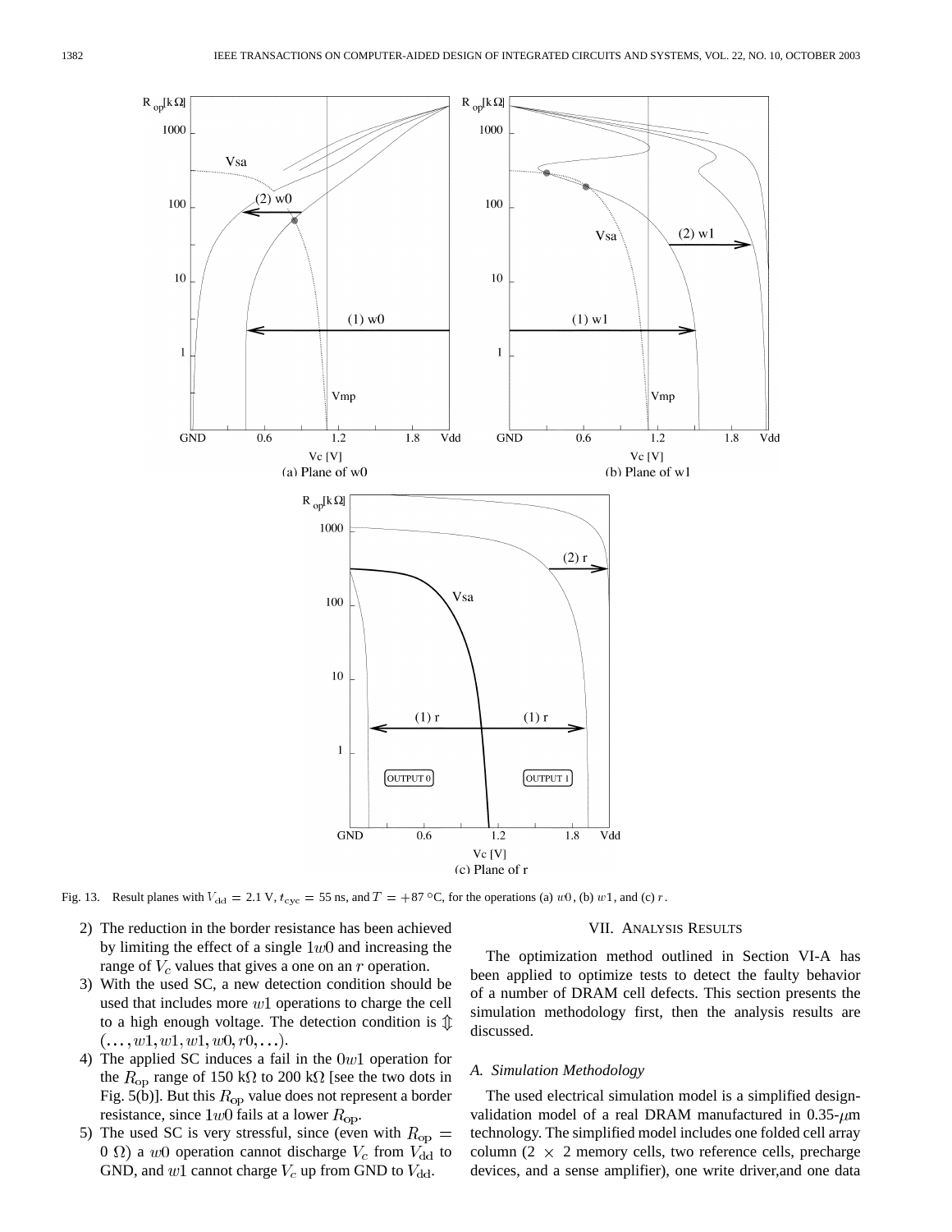Fig. 13. Result planes with $V_{dd} = 2.1$ V, $t_{cyc} = 55$ ns, and $T = +87$ °C, for the operations (a) $w0$, (b) $w1$, and (c) $r$.

2) The reduction in the border resistance has been achieved by limiting the effect of a single $1w0$ and increasing the range of $V_c$ values that gives a one on an $r$ operation.
3) With the used SC, a new detection condition should be used that includes more $w1$ operations to charge the cell to a high enough voltage. The detection condition is $\Updownarrow(\ldots, w1, w1, w1, w0, r0, \ldots)$.
4) The applied SC induces a fail in the $0w1$ operation for the $R_{op}$ range of 150 kΩ to 200 kΩ [see the two dots in Fig. 5(b)]. But this $R_{op}$ value does not represent a border resistance, since $1w0$ fails at a lower $R_{op}$.
5) The used SC is very stressful, since (even with $R_{op} = 0\ \Omega$) a $w0$ operation cannot discharge $V_c$ from $V_{dd}$ to GND, and $w1$ cannot charge $V_c$ up from GND to $V_{dd}$.

## VII. Analysis Results

The optimization method outlined in Section VI-A has been applied to optimize tests to detect the faulty behavior of a number of DRAM cell defects. This section presents the simulation methodology first, then the analysis results are discussed.

### A. Simulation Methodology

The used electrical simulation model is a simplified design-validation model of a real DRAM manufactured in 0.35-$\mu$m technology. The simplified model includes one folded cell array column ($2 \times 2$ memory cells, two reference cells, precharge devices, and a sense amplifier), one write driver,and one data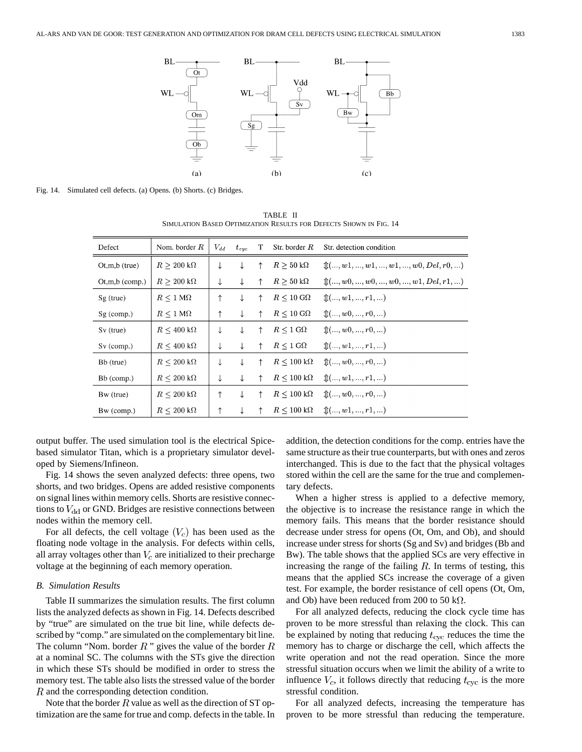Fig. 14. Simulated cell defects. (a) Opens. (b) Shorts. (c) Bridges.

TABLE II
SIMULATION BASED OPTIMIZATION RESULTS FOR DEFECTS SHOWN IN FIG. 14

| Defect | Nom. border $R$ | $V_{dd}$ | $t_{cyc}$ | T | Str. border $R$ | Str. detection condition |
|---|---|---|---|---|---|---|
| Ot,m,b (true) | $R \geq 200$ kΩ | ↓ | ↓ | ↑ | $R \geq 50$ kΩ | $\Updownarrow(..., w1, ..., w1, ..., w1, ..., w0, Del, r0, ...)$ |
| Ot,m,b (comp.) | $R \geq 200$ kΩ | ↓ | ↓ | ↑ | $R \geq 50$ kΩ | $\Updownarrow(..., w0, ..., w0, ..., w0, ..., w1, Del, r1, ...)$ |
| Sg (true) | $R \leq 1$ MΩ | ↑ | ↓ | ↑ | $R \leq 10$ GΩ | $\Updownarrow(..., w1, ..., r1, ...)$ |
| Sg (comp.) | $R \leq 1$ MΩ | ↑ | ↓ | ↑ | $R \leq 10$ GΩ | $\Updownarrow(..., w0, ..., r0, ...)$ |
| Sv (true) | $R \leq 400$ kΩ | ↓ | ↓ | ↑ | $R \leq 1$ GΩ | $\Updownarrow(..., w0, ..., r0, ...)$ |
| Sv (comp.) | $R \leq 400$ kΩ | ↓ | ↓ | ↑ | $R \leq 1$ GΩ | $\Updownarrow(..., w1, ..., r1, ...)$ |
| Bb (true) | $R \leq 200$ kΩ | ↓ | ↓ | ↑ | $R \leq 100$ kΩ | $\Updownarrow(..., w0, ..., r0, ...)$ |
| Bb (comp.) | $R \leq 200$ kΩ | ↓ | ↓ | ↑ | $R \leq 100$ kΩ | $\Updownarrow(..., w1, ..., r1, ...)$ |
| Bw (true) | $R \leq 200$ kΩ | ↑ | ↓ | ↑ | $R \leq 100$ kΩ | $\Updownarrow(..., w0, ..., r0, ...)$ |
| Bw (comp.) | $R \leq 200$ kΩ | ↑ | ↓ | ↑ | $R \leq 100$ kΩ | $\Updownarrow(..., w1, ..., r1, ...)$ |

output buffer. The used simulation tool is the electrical Spice-based simulator Titan, which is a proprietary simulator developed by Siemens/Infineon.

Fig. 14 shows the seven analyzed defects: three opens, two shorts, and two bridges. Opens are added resistive components on signal lines within memory cells. Shorts are resistive connections to $V_{\rm dd}$ or GND. Bridges are resistive connections between nodes within the memory cell.

For all defects, the cell voltage $(V_c)$ has been used as the floating node voltage in the analysis. For defects within cells, all array voltages other than $V_c$ are initialized to their precharge voltage at the beginning of each memory operation.

### B. Simulation Results

Table II summarizes the simulation results. The first column lists the analyzed defects as shown in Fig. 14. Defects described by "true" are simulated on the true bit line, while defects described by "comp." are simulated on the complementary bit line. The column "Nom. border $R$" gives the value of the border $R$ at a nominal SC. The columns with the STs give the direction in which these STs should be modified in order to stress the memory test. The table also lists the stressed value of the border $R$ and the corresponding detection condition.

Note that the border $R$ value as well as the direction of ST optimization are the same for true and comp. defects in the table. In addition, the detection conditions for the comp. entries have the same structure as their true counterparts, but with ones and zeros interchanged. This is due to the fact that the physical voltages stored within the cell are the same for the true and complementary defects.

When a higher stress is applied to a defective memory, the objective is to increase the resistance range in which the memory fails. This means that the border resistance should decrease under stress for opens (Ot, Om, and Ob), and should increase under stress for shorts (Sg and Sv) and bridges (Bb and Bw). The table shows that the applied SCs are very effective in increasing the range of the failing $R$. In terms of testing, this means that the applied SCs increase the coverage of a given test. For example, the border resistance of cell opens (Ot, Om, and Ob) have been reduced from 200 to 50 kΩ.

For all analyzed defects, reducing the clock cycle time has proven to be more stressful than relaxing the clock. This can be explained by noting that reducing $t_{\rm cyc}$ reduces the time the memory has to charge or discharge the cell, which affects the write operation and not the read operation. Since the more stressful situation occurs when we limit the ability of a write to influence $V_c$, it follows directly that reducing $t_{\rm cyc}$ is the more stressful condition.

For all analyzed defects, increasing the temperature has proven to be more stressful than reducing the temperature.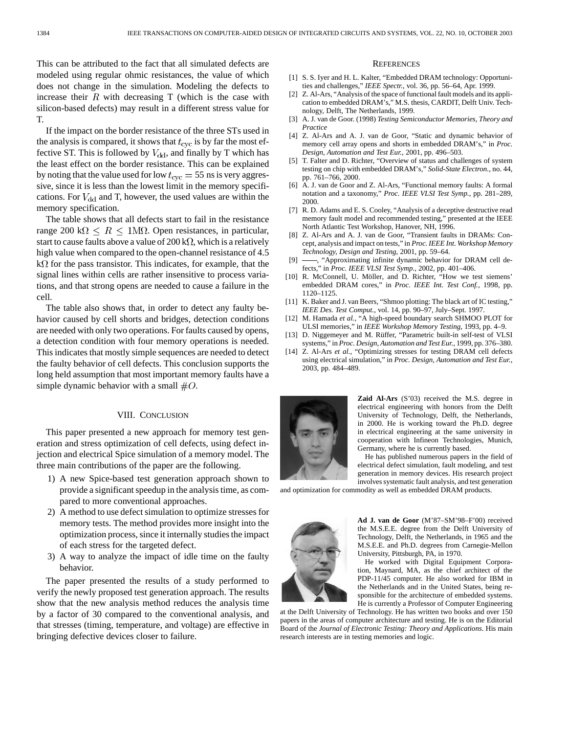This can be attributed to the fact that all simulated defects are modeled using regular ohmic resistances, the value of which does not change in the simulation. Modeling the defects to increase their $R$ with decreasing T (which is the case with silicon-based defects) may result in a different stress value for T.

If the impact on the border resistance of the three STs used in the analysis is compared, it shows that $t_{\rm cyc}$ is by far the most effective ST. This is followed by $V_{\rm dd}$, and finally by T which has the least effect on the border resistance. This can be explained by noting that the value used for low $t_{\rm cyc} = 55$ ns is very aggressive, since it is less than the lowest limit in the memory specifications. For $V_{\rm dd}$ and T, however, the used values are within the memory specification.

The table shows that all defects start to fail in the resistance range 200 k$\Omega \leq R \leq 1$M$\Omega$. Open resistances, in particular, start to cause faults above a value of 200 k$\Omega$, which is a relatively high value when compared to the open-channel resistance of 4.5 k$\Omega$ for the pass transistor. This indicates, for example, that the signal lines within cells are rather insensitive to process variations, and that strong opens are needed to cause a failure in the cell.

The table also shows that, in order to detect any faulty behavior caused by cell shorts and bridges, detection conditions are needed with only two operations. For faults caused by opens, a detection condition with four memory operations is needed. This indicates that mostly simple sequences are needed to detect the faulty behavior of cell defects. This conclusion supports the long held assumption that most important memory faults have a simple dynamic behavior with a small $\#O$.

## VIII. Conclusion

This paper presented a new approach for memory test generation and stress optimization of cell defects, using defect injection and electrical Spice simulation of a memory model. The three main contributions of the paper are the following.

1) A new Spice-based test generation approach shown to provide a significant speedup in the analysis time, as compared to more conventional approaches.
2) A method to use defect simulation to optimize stresses for memory tests. The method provides more insight into the optimization process, since it internally studies the impact of each stress for the targeted defect.
3) A way to analyze the impact of idle time on the faulty behavior.

The paper presented the results of a study performed to verify the newly proposed test generation approach. The results show that the new analysis method reduces the analysis time by a factor of 30 compared to the conventional analysis, and that stresses (timing, temperature, and voltage) are effective in bringing defective devices closer to failure.

## References

[1] S. S. Iyer and H. L. Kalter, "Embedded DRAM technology: Opportunities and challenges," *IEEE Spectr.*, vol. 36, pp. 56–64, Apr. 1999.

[2] Z. Al-Ars, "Analysis of the space of functional fault models and its application to embedded DRAM's," M.S. thesis, CARDIT, Delft Univ. Technology, Delft, The Netherlands, 1999.

[3] A. J. van de Goor. (1998) *Testing Semiconductor Memories, Theory and Practice*

[4] Z. Al-Ars and A. J. van de Goor, "Static and dynamic behavior of memory cell array opens and shorts in embedded DRAM's," in *Proc. Design, Automation and Test Eur.*, 2001, pp. 496–503.

[5] T. Falter and D. Richter, "Overview of status and challenges of system testing on chip with embedded DRAM's," *Solid-State Electron.*, no. 44, pp. 761–766, 2000.

[6] A. J. van de Goor and Z. Al-Ars, "Functional memory faults: A formal notation and a taxonomy," *Proc. IEEE VLSI Test Symp.*, pp. 281–289, 2000.

[7] R. D. Adams and E. S. Cooley, "Analysis of a deceptive destructive read memory fault model and recommended testing," presented at the IEEE North Atlantic Test Workshop, Hanover, NH, 1996.

[8] Z. Al-Ars and A. J. van de Goor, "Transient faults in DRAMs: Concept, analysis and impact on tests," in *Proc. IEEE Int. Workshop Memory Technology, Design and Testing*, 2001, pp. 59–64.

[9] ——, "Approximating infinite dynamic behavior for DRAM cell defects," in *Proc. IEEE VLSI Test Symp.*, 2002, pp. 401–406.

[10] R. McConnell, U. Möller, and D. Richter, "How we test siemens' embedded DRAM cores," in *Proc. IEEE Int. Test Conf.*, 1998, pp. 1120–1125.

[11] K. Baker and J. van Beers, "Shmoo plotting: The black art of IC testing," *IEEE Des. Test Comput.*, vol. 14, pp. 90–97, July–Sept. 1997.

[12] M. Hamada *et al.*, "A high-speed boundary search SHMOO PLOT for ULSI memories," in *IEEE Workshop Memory Testing*, 1993, pp. 4–9.

[13] D. Niggemeyer and M. Rüffer, "Parametric built-in self-test of VLSI systems," in *Proc. Design, Automation and Test Eur.*, 1999, pp. 376–380.

[14] Z. Al-Ars *et al.*, "Optimizing stresses for testing DRAM cell defects using electrical simulation," in *Proc. Design, Automation and Test Eur.*, 2003, pp. 484–489.

**Zaid Al-Ars** (S'03) received the M.S. degree in electrical engineering with honors from the Delft University of Technology, Delft, the Netherlands, in 2000. He is working toward the Ph.D. degree in electrical engineering at the same university in cooperation with Infineon Technologies, Munich, Germany, where he is currently based.

He has published numerous papers in the field of electrical defect simulation, fault modeling, and test generation in memory devices. His research project involves systematic fault analysis, and test generation and optimization for commodity as well as embedded DRAM products.

**Ad J. van de Goor** (M'87–SM'98–F'00) received the M.S.E.E. degree from the Delft University of Technology, Delft, the Netherlands, in 1965 and the M.S.E.E. and Ph.D. degrees from Carnegie-Mellon University, Pittsburgh, PA, in 1970.

He worked with Digital Equipment Corporation, Maynard, MA, as the chief architect of the PDP-11/45 computer. He also worked for IBM in the Netherlands and in the United States, being responsible for the architecture of embedded systems. He is currently a Professor of Computer Engineering at the Delft University of Technology. He has written two books and over 150 papers in the areas of computer architecture and testing. He is on the Editorial Board of the *Journal of Electronic Testing: Theory and Applications*. His main research interests are in testing memories and logic.